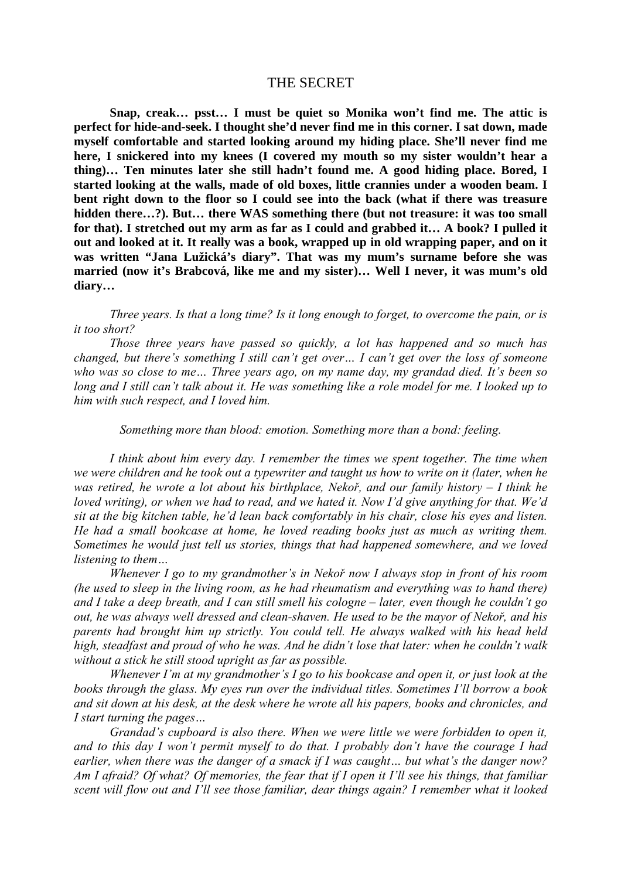# THE SECRET

**Snap, creak… psst… I must be quiet so Monika won't find me. The attic is perfect for hide-and-seek. I thought she'd never find me in this corner. I sat down, made myself comfortable and started looking around my hiding place. She'll never find me here, I snickered into my knees (I covered my mouth so my sister wouldn't hear a thing)… Ten minutes later she still hadn't found me. A good hiding place. Bored, I started looking at the walls, made of old boxes, little crannies under a wooden beam. I bent right down to the floor so I could see into the back (what if there was treasure hidden there…?). But… there WAS something there (but not treasure: it was too small for that). I stretched out my arm as far as I could and grabbed it… A book? I pulled it out and looked at it. It really was a book, wrapped up in old wrapping paper, and on it was written "Jana Lužická's diary". That was my mum's surname before she was married (now it's Brabcová, like me and my sister)… Well I never, it was mum's old diary…**

*Three years. Is that a long time? Is it long enough to forget, to overcome the pain, or is it too short?*

*Those three years have passed so quickly, a lot has happened and so much has changed, but there's something I still can't get over… I can't get over the loss of someone who was so close to me… Three years ago, on my name day, my grandad died. It's been so long and I still can't talk about it. He was something like a role model for me. I looked up to him with such respect, and I loved him.*

*Something more than blood: emotion. Something more than a bond: feeling.*

*I think about him every day. I remember the times we spent together. The time when we were children and he took out a typewriter and taught us how to write on it (later, when he was retired, he wrote a lot about his birthplace, Nekoř, and our family history – I think he loved writing), or when we had to read, and we hated it. Now I'd give anything for that. We'd sit at the big kitchen table, he'd lean back comfortably in his chair, close his eyes and listen. He had a small bookcase at home, he loved reading books just as much as writing them. Sometimes he would just tell us stories, things that had happened somewhere, and we loved listening to them…*

*Whenever I go to my grandmother's in Nekoř now I always stop in front of his room (he used to sleep in the living room, as he had rheumatism and everything was to hand there) and I take a deep breath, and I can still smell his cologne – later, even though he couldn't go out, he was always well dressed and clean-shaven. He used to be the mayor of Nekoř, and his parents had brought him up strictly. You could tell. He always walked with his head held high, steadfast and proud of who he was. And he didn't lose that later: when he couldn't walk without a stick he still stood upright as far as possible.*

*Whenever I'm at my grandmother's I go to his bookcase and open it, or just look at the books through the glass. My eyes run over the individual titles. Sometimes I'll borrow a book and sit down at his desk, at the desk where he wrote all his papers, books and chronicles, and I start turning the pages…*

*Grandad's cupboard is also there. When we were little we were forbidden to open it, and to this day I won't permit myself to do that. I probably don't have the courage I had earlier, when there was the danger of a smack if I was caught… but what's the danger now? Am I afraid? Of what? Of memories, the fear that if I open it I'll see his things, that familiar scent will flow out and I'll see those familiar, dear things again? I remember what it looked*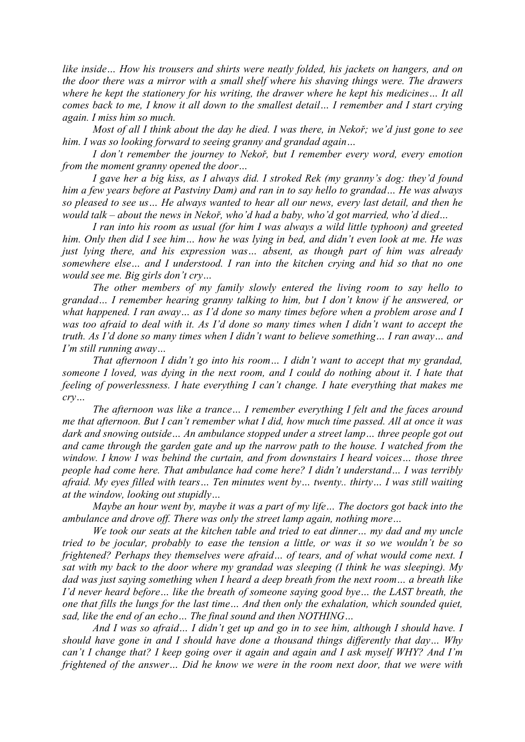*like inside… How his trousers and shirts were neatly folded, his jackets on hangers, and on the door there was a mirror with a small shelf where his shaving things were. The drawers where he kept the stationery for his writing, the drawer where he kept his medicines… It all comes back to me, I know it all down to the smallest detail… I remember and I start crying again. I miss him so much.*

*Most of all I think about the day he died. I was there, in Nekoř; we'd just gone to see him. I was so looking forward to seeing granny and grandad again…*

*I don't remember the journey to Nekoř, but I remember every word, every emotion from the moment granny opened the door…*

*I gave her a big kiss, as I always did. I stroked Rek (my granny's dog: they'd found him a few years before at Pastviny Dam) and ran in to say hello to grandad… He was always so pleased to see us… He always wanted to hear all our news, every last detail, and then he would talk – about the news in Nekoř, who'd had a baby, who'd got married, who'd died…*

*I ran into his room as usual (for him I was always a wild little typhoon) and greeted him. Only then did I see him… how he was lying in bed, and didn't even look at me. He was just lying there, and his expression was… absent, as though part of him was already somewhere else… and I understood. I ran into the kitchen crying and hid so that no one would see me. Big girls don't cry…*

*The other members of my family slowly entered the living room to say hello to grandad… I remember hearing granny talking to him, but I don't know if he answered, or what happened. I ran away… as I'd done so many times before when a problem arose and I was too afraid to deal with it. As I'd done so many times when I didn't want to accept the truth. As I'd done so many times when I didn't want to believe something… I ran away… and I'm still running away…*

*That afternoon I didn't go into his room… I didn't want to accept that my grandad, someone I loved, was dying in the next room, and I could do nothing about it. I hate that feeling of powerlessness. I hate everything I can't change. I hate everything that makes me cry…*

*The afternoon was like a trance… I remember everything I felt and the faces around me that afternoon. But I can't remember what I did, how much time passed. All at once it was dark and snowing outside… An ambulance stopped under a street lamp… three people got out and came through the garden gate and up the narrow path to the house. I watched from the window. I know I was behind the curtain, and from downstairs I heard voices… those three people had come here. That ambulance had come here? I didn't understand… I was terribly afraid. My eyes filled with tears… Ten minutes went by… twenty.. thirty… I was still waiting at the window, looking out stupidly…*

*Maybe an hour went by, maybe it was a part of my life… The doctors got back into the ambulance and drove off. There was only the street lamp again, nothing more…*

*We took our seats at the kitchen table and tried to eat dinner… my dad and my uncle tried to be jocular, probably to ease the tension a little, or was it so we wouldn't be so frightened? Perhaps they themselves were afraid… of tears, and of what would come next. I sat with my back to the door where my grandad was sleeping (I think he was sleeping). My dad was just saying something when I heard a deep breath from the next room… a breath like I'd never heard before… like the breath of someone saying good bye… the LAST breath, the one that fills the lungs for the last time… And then only the exhalation, which sounded quiet, sad, like the end of an echo… The final sound and then NOTHING…*

*And I was so afraid… I didn't get up and go in to see him, although I should have. I should have gone in and I should have done a thousand things differently that day… Why can't I change that? I keep going over it again and again and I ask myself WHY? And I'm frightened of the answer… Did he know we were in the room next door, that we were with*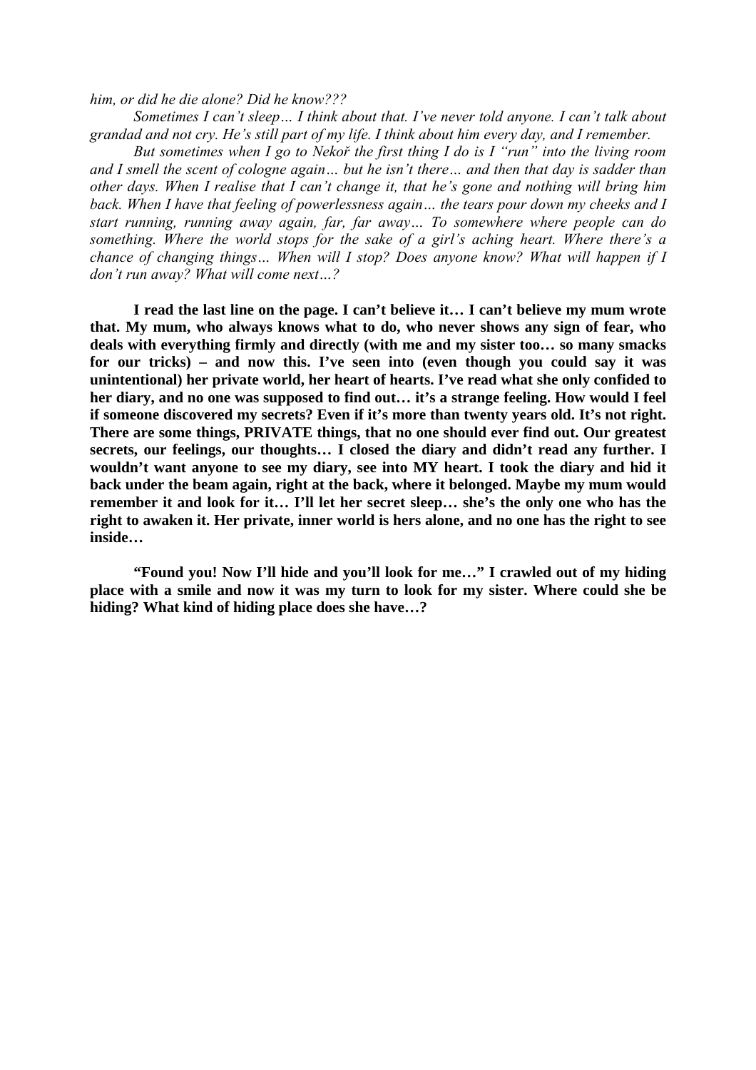*him, or did he die alone? Did he know???*

*Sometimes I can't sleep… I think about that. I've never told anyone. I can't talk about grandad and not cry. He's still part of my life. I think about him every day, and I remember.*

*But sometimes when I go to Nekoř the first thing I do is I "run" into the living room and I smell the scent of cologne again… but he isn't there… and then that day is sadder than other days. When I realise that I can't change it, that he's gone and nothing will bring him back. When I have that feeling of powerlessness again… the tears pour down my cheeks and I start running, running away again, far, far away… To somewhere where people can do something. Where the world stops for the sake of a girl's aching heart. Where there's a chance of changing things… When will I stop? Does anyone know? What will happen if I don't run away? What will come next…?*

**I read the last line on the page. I can't believe it… I can't believe my mum wrote that. My mum, who always knows what to do, who never shows any sign of fear, who deals with everything firmly and directly (with me and my sister too… so many smacks for our tricks) – and now this. I've seen into (even though you could say it was unintentional) her private world, her heart of hearts. I've read what she only confided to her diary, and no one was supposed to find out… it's a strange feeling. How would I feel if someone discovered my secrets? Even if it's more than twenty years old. It's not right. There are some things, PRIVATE things, that no one should ever find out. Our greatest secrets, our feelings, our thoughts… I closed the diary and didn't read any further. I wouldn't want anyone to see my diary, see into MY heart. I took the diary and hid it back under the beam again, right at the back, where it belonged. Maybe my mum would remember it and look for it… I'll let her secret sleep… she's the only one who has the right to awaken it. Her private, inner world is hers alone, and no one has the right to see inside…**

**"Found you! Now I'll hide and you'll look for me…" I crawled out of my hiding place with a smile and now it was my turn to look for my sister. Where could she be hiding? What kind of hiding place does she have…?**